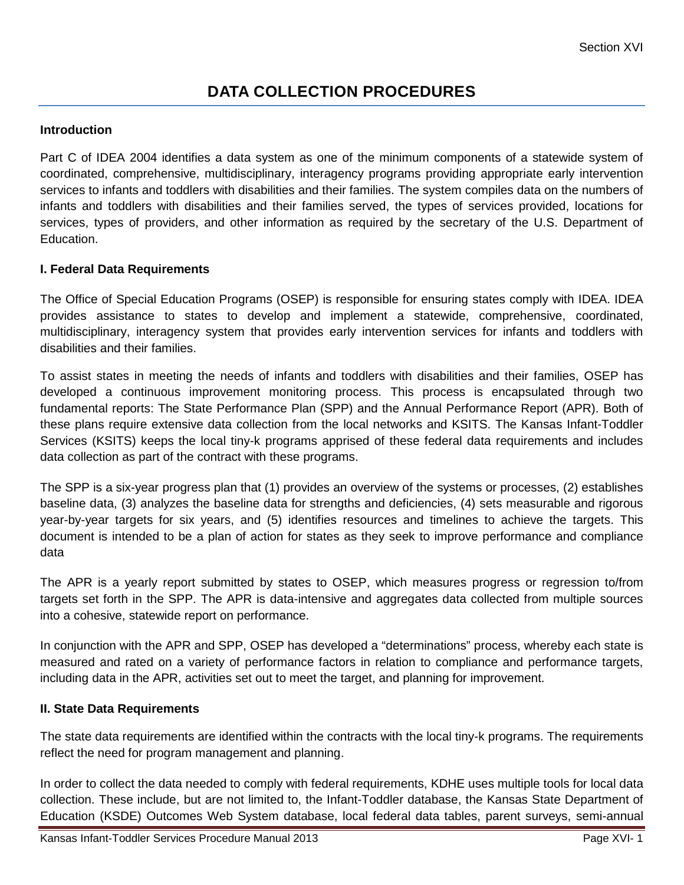Section XVI

# DATA COLLECTION PROCEDURES

**Introduction**

Part C of IDEA 2004 identifies a data system as one of the minimum components of a statewide system of coordinated, comprehensive, multidisciplinary, interagency programs providing appropriate early intervention services to infants and toddlers with disabilities and their families. The system compiles data on the numbers of infants and toddlers with disabilities and their families served, the types of services provided, locations for services, types of providers, and other information as required by the secretary of the U.S. Department of Education.

**I. Federal Data Requirements**

The Office of Special Education Programs (OSEP) is responsible for ensuring states comply with IDEA. IDEA provides assistance to states to develop and implement a statewide, comprehensive, coordinated, multidisciplinary, interagency system that provides early intervention services for infants and toddlers with disabilities and their families.

To assist states in meeting the needs of infants and toddlers with disabilities and their families, OSEP has developed a continuous improvement monitoring process. This process is encapsulated through two fundamental reports: The State Performance Plan (SPP) and the Annual Performance Report (APR). Both of these plans require extensive data collection from the local networks and KSITS. The Kansas Infant-Toddler Services (KSITS) keeps the local tiny-k programs apprised of these federal data requirements and includes data collection as part of the contract with these programs.

The SPP is a six-year progress plan that (1) provides an overview of the systems or processes, (2) establishes baseline data, (3) analyzes the baseline data for strengths and deficiencies, (4) sets measurable and rigorous year-by-year targets for six years, and (5) identifies resources and timelines to achieve the targets. This document is intended to be a plan of action for states as they seek to improve performance and compliance data

The APR is a yearly report submitted by states to OSEP, which measures progress or regression to/from targets set forth in the SPP. The APR is data-intensive and aggregates data collected from multiple sources into a cohesive, statewide report on performance.

In conjunction with the APR and SPP, OSEP has developed a "determinations" process, whereby each state is measured and rated on a variety of performance factors in relation to compliance and performance targets, including data in the APR, activities set out to meet the target, and planning for improvement.

**II. State Data Requirements**

The state data requirements are identified within the contracts with the local tiny-k programs. The requirements reflect the need for program management and planning.

In order to collect the data needed to comply with federal requirements, KDHE uses multiple tools for local data collection. These include, but are not limited to, the Infant-Toddler database, the Kansas State Department of Education (KSDE) Outcomes Web System database, local federal data tables, parent surveys, semi-annual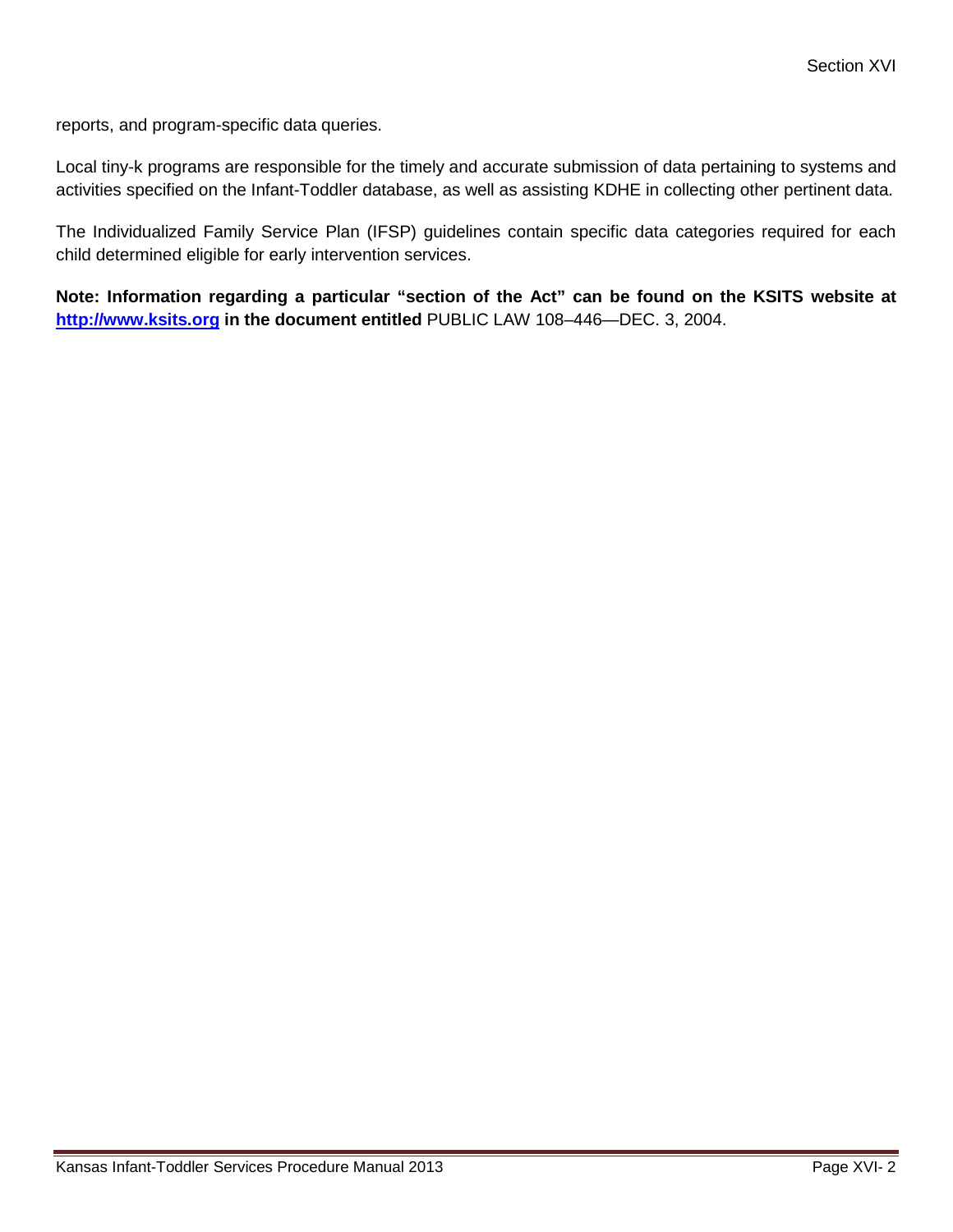reports, and program-specific data queries.

Local tiny-k programs are responsible for the timely and accurate submission of data pertaining to systems and activities specified on the Infant-Toddler database, as well as assisting KDHE in collecting other pertinent data.

The Individualized Family Service Plan (IFSP) guidelines contain specific data categories required for each child determined eligible for early intervention services.

**Note: Information regarding a particular "section of the Act" can be found on the KSITS website at [http://www.ksits.org](http://www.ksits.org) in the document entitled** PUBLIC LAW 108–446—DEC. 3, 2004.